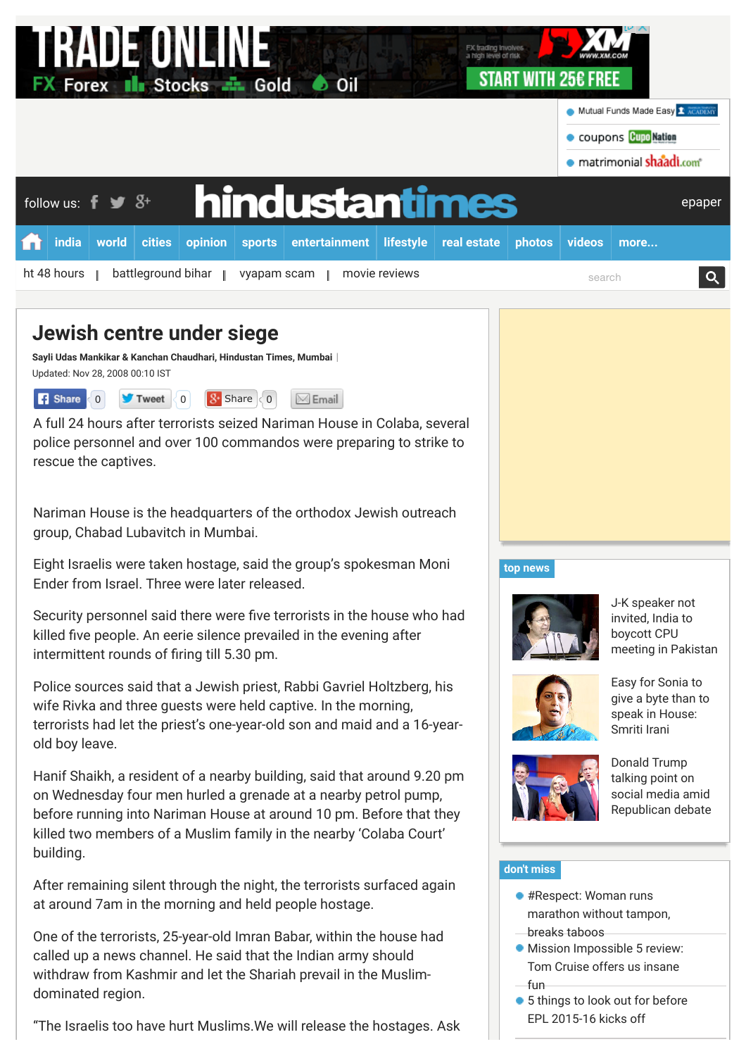# Jewish centre under siege

**Sayli Udas Mankikar & Kanchan Chaudhari, Hindustan Times, Mumbai**

Updated: Nov 28, 2008 00:10 IST

A full 24 hours after terrorists seized Nariman House in Colaba, several police personnel and over 100 commandos were preparing to strike to rescue the captives.

Nariman House is the headquarters of the orthodox Jewish outreach group, Chabad Lubavitch in Mumbai.

Eight Israelis were taken hostage, said the group's spokesman Moni Ender from Israel. Three were later released.

Security personnel said there were five terrorists in the house who had killed five people. An eerie silence prevailed in the evening after intermittent rounds of firing till 5.30 pm.

Police sources said that a Jewish priest, Rabbi Gavriel Holtzberg, his wife Rivka and three guests were held captive. In the morning, terrorists had let the priest's one-year-old son and maid and a 16-year-old boy leave.

Hanif Shaikh, a resident of a nearby building, said that around 9.20 pm on Wednesday four men hurled a grenade at a nearby petrol pump, before running into Nariman House at around 10 pm. Before that they killed two members of a Muslim family in the nearby 'Colaba Court' building.

After remaining silent through the night, the terrorists surfaced again at around 7am in the morning and held people hostage.

One of the terrorists, 25-year-old Imran Babar, within the house had called up a news channel. He said that the Indian army should withdraw from Kashmir and let the Shariah prevail in the Muslim-dominated region.

"The Israelis too have hurt Muslims.We will release the hostages. Ask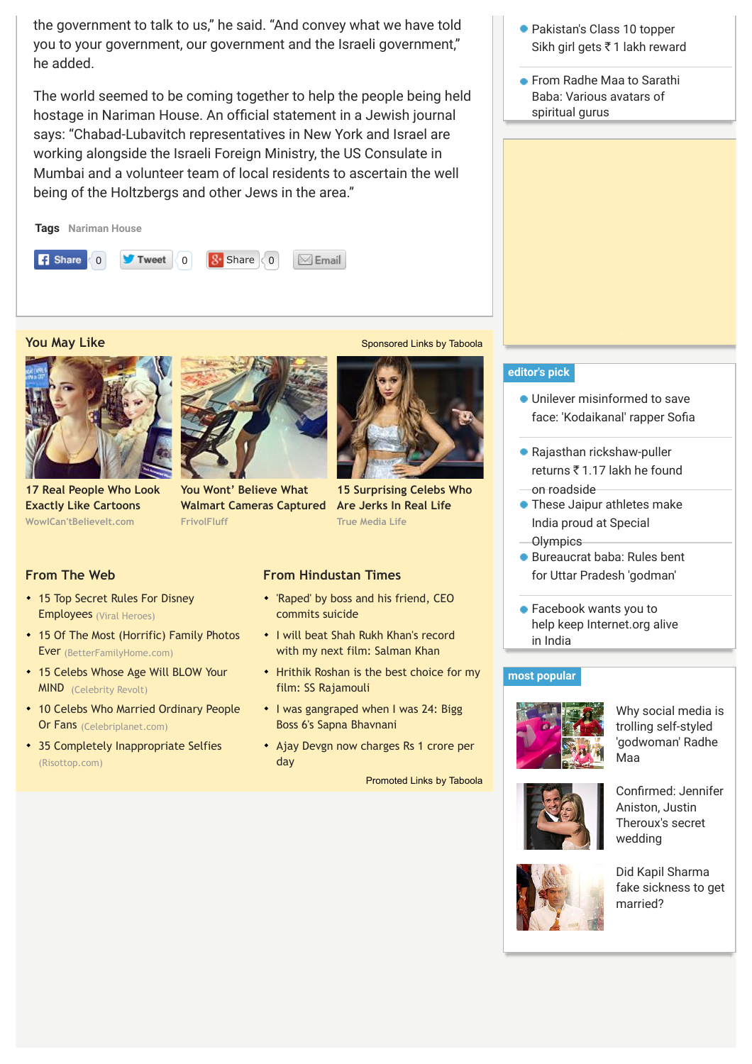the government to talk to us," he said. "And convey what we have told you to your government, our government and the Israeli government," he added.

The world seemed to be coming together to help the people being held hostage in Nariman House. An official statement in a Jewish journal says: "Chabad-Lubavitch representatives in New York and Israel are working alongside the Israeli Foreign Ministry, the US Consulate in Mumbai and a volunteer team of local residents to ascertain the well being of the Holtzbergs and other Jews in the area."

**Tags** Nariman House

Share 0 Tweet 0 Share 0 Email

## You May Like

Sponsored Links by Taboola

**17 Real People Who Look Exactly Like Cartoons**
WowICan'tBelieveIt.com

**You Wont' Believe What Walmart Cameras Captured**
FrivolFluff

**15 Surprising Celebs Who Are Jerks In Real Life**
True Media Life

### From The Web

- 15 Top Secret Rules For Disney Employees (Viral Heroes)
- 15 Of The Most (Horrific) Family Photos Ever (BetterFamilyHome.com)
- 15 Celebs Whose Age Will BLOW Your MIND (Celebrity Revolt)
- 10 Celebs Who Married Ordinary People Or Fans (Celebriplanet.com)
- 35 Completely Inappropriate Selfies (Risottop.com)

### From Hindustan Times

- 'Raped' by boss and his friend, CEO commits suicide
- I will beat Shah Rukh Khan's record with my next film: Salman Khan
- Hrithik Roshan is the best choice for my film: SS Rajamouli
- I was gangraped when I was 24: Bigg Boss 6's Sapna Bhavnani
- Ajay Devgn now charges Rs 1 crore per day

Promoted Links by Taboola

- Pakistan's Class 10 topper Sikh girl gets ₹ 1 lakh reward
- From Radhe Maa to Sarathi Baba: Various avatars of spiritual gurus

### editor's pick

- Unilever misinformed to save face: 'Kodaikanal' rapper Sofia
- Rajasthan rickshaw-puller returns ₹ 1.17 lakh he found on roadside
- These Jaipur athletes make India proud at Special Olympics
- Bureaucrat baba: Rules bent for Uttar Pradesh 'godman'
- Facebook wants you to help keep Internet.org alive in India

### most popular

- Why social media is trolling self-styled 'godwoman' Radhe Maa
- Confirmed: Jennifer Aniston, Justin Theroux's secret wedding
- Did Kapil Sharma fake sickness to get married?